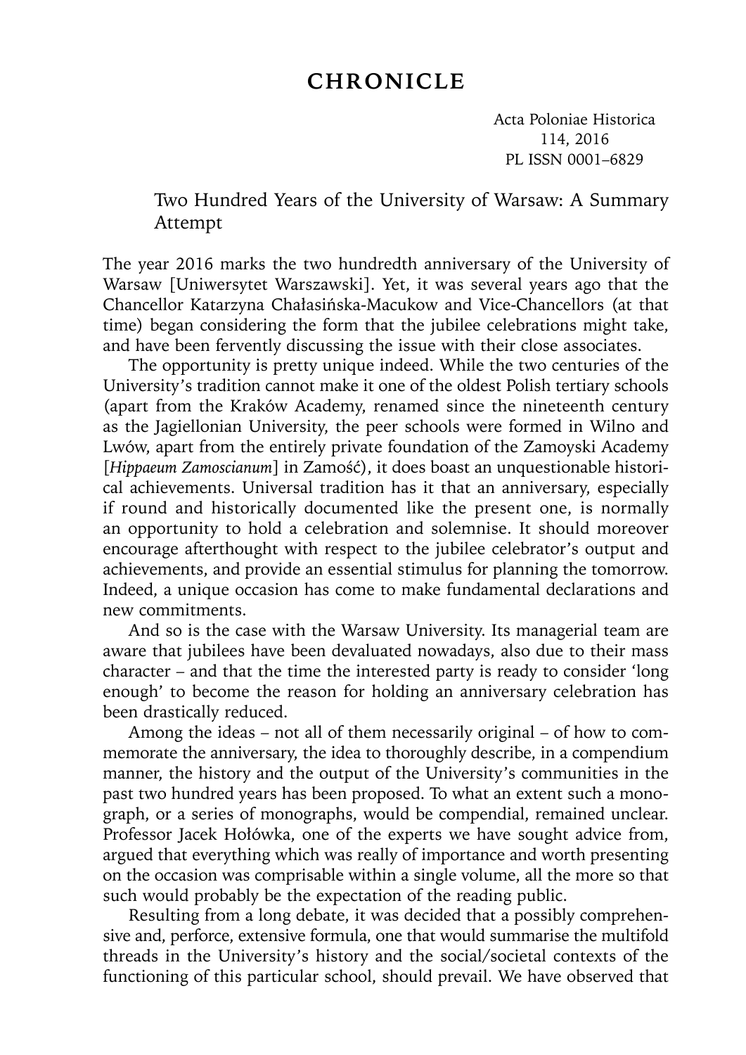# CHRONICLE

Acta Poloniae Historica
114, 2016
PL ISSN 0001–6829

## Two Hundred Years of the University of Warsaw: A Summary Attempt

The year 2016 marks the two hundredth anniversary of the University of Warsaw [Uniwersytet Warszawski]. Yet, it was several years ago that the Chancellor Katarzyna Chałasińska-Macukow and Vice-Chancellors (at that time) began considering the form that the jubilee celebrations might take, and have been fervently discussing the issue with their close associates.

The opportunity is pretty unique indeed. While the two centuries of the University's tradition cannot make it one of the oldest Polish tertiary schools (apart from the Kraków Academy, renamed since the nineteenth century as the Jagiellonian University, the peer schools were formed in Wilno and Lwów, apart from the entirely private foundation of the Zamoyski Academy [*Hippaeum Zamoscianum*] in Zamość), it does boast an unquestionable historical achievements. Universal tradition has it that an anniversary, especially if round and historically documented like the present one, is normally an opportunity to hold a celebration and solemnise. It should moreover encourage afterthought with respect to the jubilee celebrator's output and achievements, and provide an essential stimulus for planning the tomorrow. Indeed, a unique occasion has come to make fundamental declarations and new commitments.

And so is the case with the Warsaw University. Its managerial team are aware that jubilees have been devaluated nowadays, also due to their mass character – and that the time the interested party is ready to consider 'long enough' to become the reason for holding an anniversary celebration has been drastically reduced.

Among the ideas – not all of them necessarily original – of how to commemorate the anniversary, the idea to thoroughly describe, in a compendium manner, the history and the output of the University's communities in the past two hundred years has been proposed. To what an extent such a monograph, or a series of monographs, would be compendial, remained unclear. Professor Jacek Hołówka, one of the experts we have sought advice from, argued that everything which was really of importance and worth presenting on the occasion was comprisable within a single volume, all the more so that such would probably be the expectation of the reading public.

Resulting from a long debate, it was decided that a possibly comprehensive and, perforce, extensive formula, one that would summarise the multifold threads in the University's history and the social/societal contexts of the functioning of this particular school, should prevail. We have observed that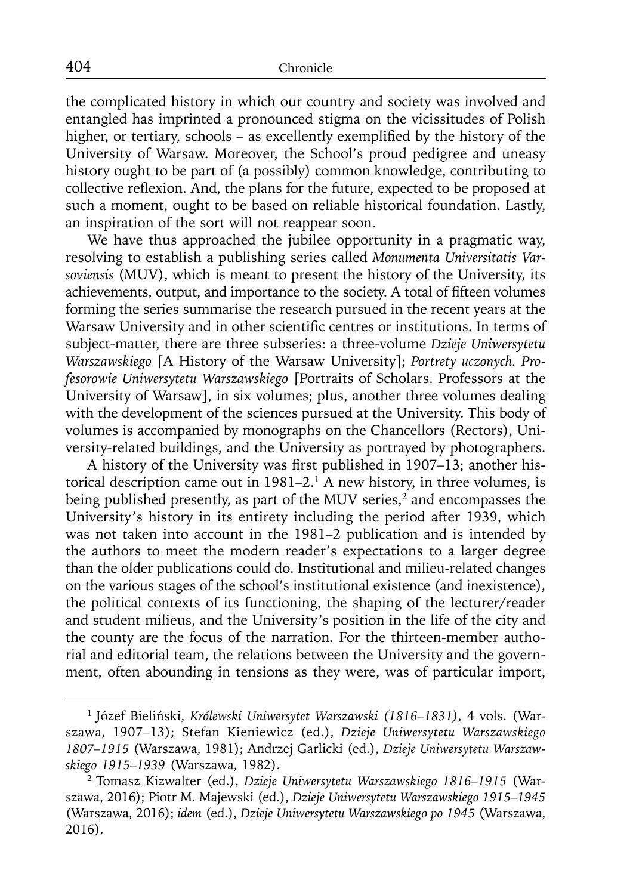the complicated history in which our country and society was involved and entangled has imprinted a pronounced stigma on the vicissitudes of Polish higher, or tertiary, schools – as excellently exemplified by the history of the University of Warsaw. Moreover, the School's proud pedigree and uneasy history ought to be part of (a possibly) common knowledge, contributing to collective reflexion. And, the plans for the future, expected to be proposed at such a moment, ought to be based on reliable historical foundation. Lastly, an inspiration of the sort will not reappear soon.

We have thus approached the jubilee opportunity in a pragmatic way, resolving to establish a publishing series called *Monumenta Universitatis Varsoviensis* (MUV), which is meant to present the history of the University, its achievements, output, and importance to the society. A total of fifteen volumes forming the series summarise the research pursued in the recent years at the Warsaw University and in other scientific centres or institutions. In terms of subject-matter, there are three subseries: a three-volume *Dzieje Uniwersytetu Warszawskiego* [A History of the Warsaw University]; *Portrety uczonych. Profesorowie Uniwersytetu Warszawskiego* [Portraits of Scholars. Professors at the University of Warsaw], in six volumes; plus, another three volumes dealing with the development of the sciences pursued at the University. This body of volumes is accompanied by monographs on the Chancellors (Rectors), University-related buildings, and the University as portrayed by photographers.

A history of the University was first published in 1907–13; another historical description came out in 1981–2.[1] A new history, in three volumes, is being published presently, as part of the MUV series,[2] and encompasses the University's history in its entirety including the period after 1939, which was not taken into account in the 1981–2 publication and is intended by the authors to meet the modern reader's expectations to a larger degree than the older publications could do. Institutional and milieu-related changes on the various stages of the school's institutional existence (and inexistence), the political contexts of its functioning, the shaping of the lecturer/reader and student milieus, and the University's position in the life of the city and the county are the focus of the narration. For the thirteen-member authorial and editorial team, the relations between the University and the government, often abounding in tensions as they were, was of particular import,

---

[1] Józef Bieliński, *Królewski Uniwersytet Warszawski (1816–1831)*, 4 vols. (Warszawa, 1907–13); Stefan Kieniewicz (ed.), *Dzieje Uniwersytetu Warszawskiego 1807–1915* (Warszawa, 1981); Andrzej Garlicki (ed.), *Dzieje Uniwersytetu Warszawskiego 1915–1939* (Warszawa, 1982).

[2] Tomasz Kizwalter (ed.), *Dzieje Uniwersytetu Warszawskiego 1816–1915* (Warszawa, 2016); Piotr M. Majewski (ed.), *Dzieje Uniwersytetu Warszawskiego 1915–1945* (Warszawa, 2016); *idem* (ed.), *Dzieje Uniwersytetu Warszawskiego po 1945* (Warszawa, 2016).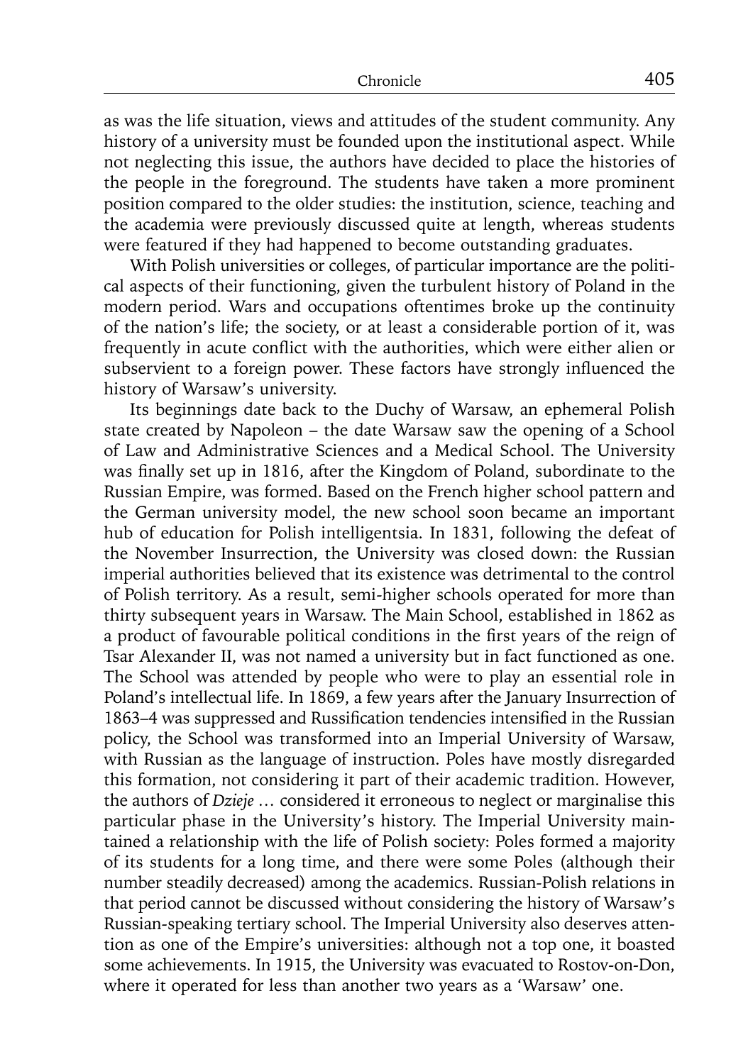as was the life situation, views and attitudes of the student community. Any history of a university must be founded upon the institutional aspect. While not neglecting this issue, the authors have decided to place the histories of the people in the foreground. The students have taken a more prominent position compared to the older studies: the institution, science, teaching and the academia were previously discussed quite at length, whereas students were featured if they had happened to become outstanding graduates.

With Polish universities or colleges, of particular importance are the political aspects of their functioning, given the turbulent history of Poland in the modern period. Wars and occupations oftentimes broke up the continuity of the nation's life; the society, or at least a considerable portion of it, was frequently in acute conflict with the authorities, which were either alien or subservient to a foreign power. These factors have strongly influenced the history of Warsaw's university.

Its beginnings date back to the Duchy of Warsaw, an ephemeral Polish state created by Napoleon – the date Warsaw saw the opening of a School of Law and Administrative Sciences and a Medical School. The University was finally set up in 1816, after the Kingdom of Poland, subordinate to the Russian Empire, was formed. Based on the French higher school pattern and the German university model, the new school soon became an important hub of education for Polish intelligentsia. In 1831, following the defeat of the November Insurrection, the University was closed down: the Russian imperial authorities believed that its existence was detrimental to the control of Polish territory. As a result, semi-higher schools operated for more than thirty subsequent years in Warsaw. The Main School, established in 1862 as a product of favourable political conditions in the first years of the reign of Tsar Alexander II, was not named a university but in fact functioned as one. The School was attended by people who were to play an essential role in Poland's intellectual life. In 1869, a few years after the January Insurrection of 1863–4 was suppressed and Russification tendencies intensified in the Russian policy, the School was transformed into an Imperial University of Warsaw, with Russian as the language of instruction. Poles have mostly disregarded this formation, not considering it part of their academic tradition. However, the authors of *Dzieje …* considered it erroneous to neglect or marginalise this particular phase in the University's history. The Imperial University maintained a relationship with the life of Polish society: Poles formed a majority of its students for a long time, and there were some Poles (although their number steadily decreased) among the academics. Russian-Polish relations in that period cannot be discussed without considering the history of Warsaw's Russian-speaking tertiary school. The Imperial University also deserves attention as one of the Empire's universities: although not a top one, it boasted some achievements. In 1915, the University was evacuated to Rostov-on-Don, where it operated for less than another two years as a 'Warsaw' one.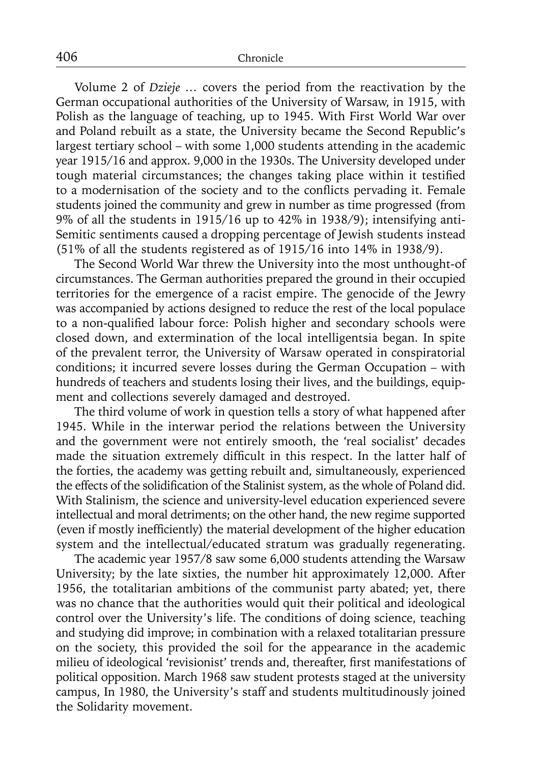Volume 2 of *Dzieje …* covers the period from the reactivation by the German occupational authorities of the University of Warsaw, in 1915, with Polish as the language of teaching, up to 1945. With First World War over and Poland rebuilt as a state, the University became the Second Republic's largest tertiary school – with some 1,000 students attending in the academic year 1915/16 and approx. 9,000 in the 1930s. The University developed under tough material circumstances; the changes taking place within it testified to a modernisation of the society and to the conflicts pervading it. Female students joined the community and grew in number as time progressed (from 9% of all the students in 1915/16 up to 42% in 1938/9); intensifying anti-Semitic sentiments caused a dropping percentage of Jewish students instead (51% of all the students registered as of 1915/16 into 14% in 1938/9).

The Second World War threw the University into the most unthought-of circumstances. The German authorities prepared the ground in their occupied territories for the emergence of a racist empire. The genocide of the Jewry was accompanied by actions designed to reduce the rest of the local populace to a non-qualified labour force: Polish higher and secondary schools were closed down, and extermination of the local intelligentsia began. In spite of the prevalent terror, the University of Warsaw operated in conspiratorial conditions; it incurred severe losses during the German Occupation – with hundreds of teachers and students losing their lives, and the buildings, equipment and collections severely damaged and destroyed.

The third volume of work in question tells a story of what happened after 1945. While in the interwar period the relations between the University and the government were not entirely smooth, the 'real socialist' decades made the situation extremely difficult in this respect. In the latter half of the forties, the academy was getting rebuilt and, simultaneously, experienced the effects of the solidification of the Stalinist system, as the whole of Poland did. With Stalinism, the science and university-level education experienced severe intellectual and moral detriments; on the other hand, the new regime supported (even if mostly inefficiently) the material development of the higher education system and the intellectual/educated stratum was gradually regenerating.

The academic year 1957/8 saw some 6,000 students attending the Warsaw University; by the late sixties, the number hit approximately 12,000. After 1956, the totalitarian ambitions of the communist party abated; yet, there was no chance that the authorities would quit their political and ideological control over the University's life. The conditions of doing science, teaching and studying did improve; in combination with a relaxed totalitarian pressure on the society, this provided the soil for the appearance in the academic milieu of ideological 'revisionist' trends and, thereafter, first manifestations of political opposition. March 1968 saw student protests staged at the university campus, In 1980, the University's staff and students multitudinously joined the Solidarity movement.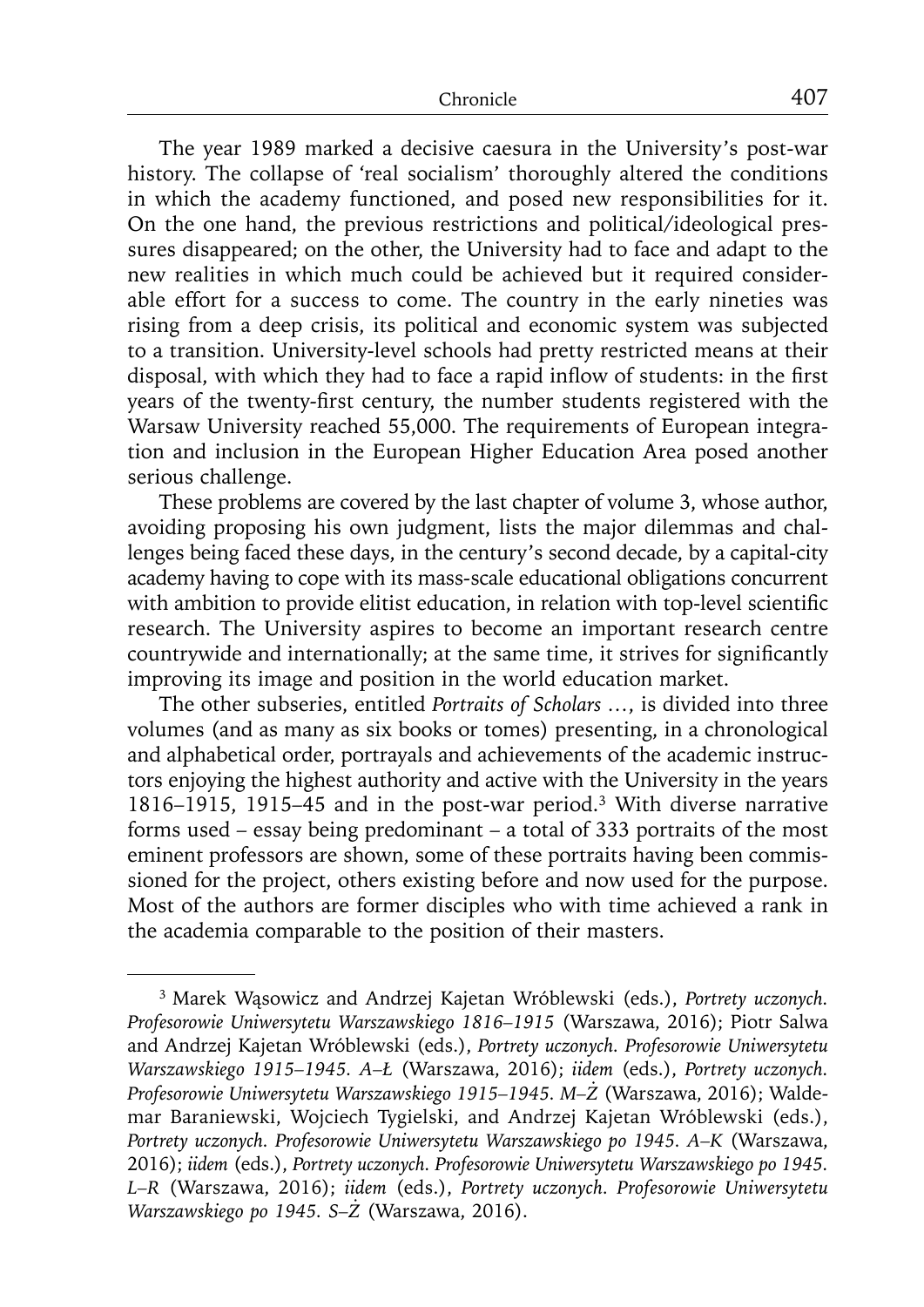The year 1989 marked a decisive caesura in the University's post-war history. The collapse of 'real socialism' thoroughly altered the conditions in which the academy functioned, and posed new responsibilities for it. On the one hand, the previous restrictions and political/ideological pressures disappeared; on the other, the University had to face and adapt to the new realities in which much could be achieved but it required considerable effort for a success to come. The country in the early nineties was rising from a deep crisis, its political and economic system was subjected to a transition. University-level schools had pretty restricted means at their disposal, with which they had to face a rapid inflow of students: in the first years of the twenty-first century, the number students registered with the Warsaw University reached 55,000. The requirements of European integration and inclusion in the European Higher Education Area posed another serious challenge.

These problems are covered by the last chapter of volume 3, whose author, avoiding proposing his own judgment, lists the major dilemmas and challenges being faced these days, in the century's second decade, by a capital-city academy having to cope with its mass-scale educational obligations concurrent with ambition to provide elitist education, in relation with top-level scientific research. The University aspires to become an important research centre countrywide and internationally; at the same time, it strives for significantly improving its image and position in the world education market.

The other subseries, entitled *Portraits of Scholars …*, is divided into three volumes (and as many as six books or tomes) presenting, in a chronological and alphabetical order, portrayals and achievements of the academic instructors enjoying the highest authority and active with the University in the years 1816–1915, 1915–45 and in the post-war period.[3] With diverse narrative forms used – essay being predominant – a total of 333 portraits of the most eminent professors are shown, some of these portraits having been commissioned for the project, others existing before and now used for the purpose. Most of the authors are former disciples who with time achieved a rank in the academia comparable to the position of their masters.

---

[3] Marek Wąsowicz and Andrzej Kajetan Wróblewski (eds.), *Portrety uczonych. Profesorowie Uniwersytetu Warszawskiego 1816–1915* (Warszawa, 2016); Piotr Salwa and Andrzej Kajetan Wróblewski (eds.), *Portrety uczonych. Profesorowie Uniwersytetu Warszawskiego 1915–1945. A–Ł* (Warszawa, 2016); *iidem* (eds.), *Portrety uczonych. Profesorowie Uniwersytetu Warszawskiego 1915–1945. M–Ż* (Warszawa, 2016); Waldemar Baraniewski, Wojciech Tygielski, and Andrzej Kajetan Wróblewski (eds.), *Portrety uczonych. Profesorowie Uniwersytetu Warszawskiego po 1945. A–K* (Warszawa, 2016); *iidem* (eds.), *Portrety uczonych. Profesorowie Uniwersytetu Warszawskiego po 1945. L–R* (Warszawa, 2016); *iidem* (eds.), *Portrety uczonych. Profesorowie Uniwersytetu Warszawskiego po 1945. S–Ż* (Warszawa, 2016).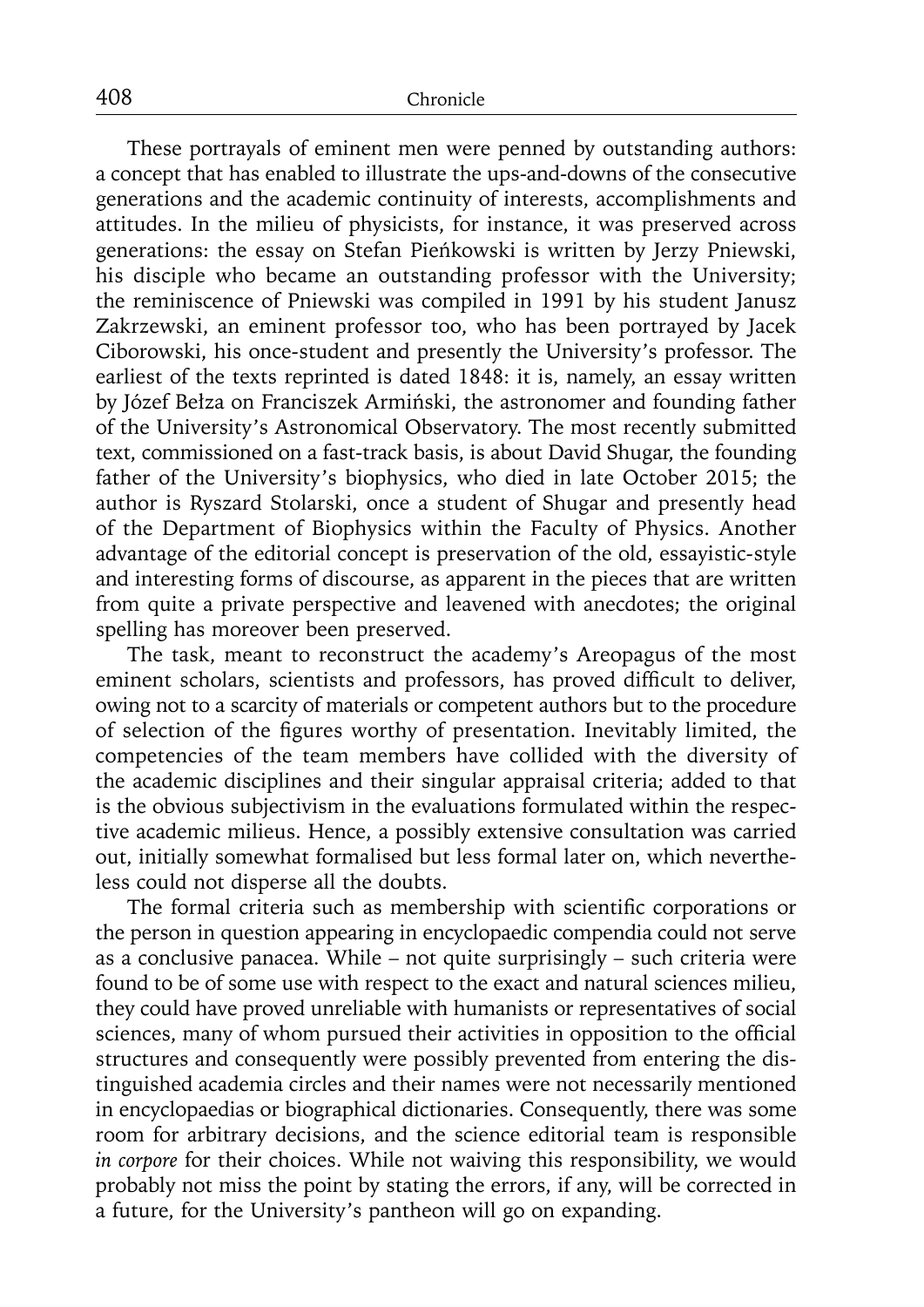These portrayals of eminent men were penned by outstanding authors: a concept that has enabled to illustrate the ups-and-downs of the consecutive generations and the academic continuity of interests, accomplishments and attitudes. In the milieu of physicists, for instance, it was preserved across generations: the essay on Stefan Pieńkowski is written by Jerzy Pniewski, his disciple who became an outstanding professor with the University; the reminiscence of Pniewski was compiled in 1991 by his student Janusz Zakrzewski, an eminent professor too, who has been portrayed by Jacek Ciborowski, his once-student and presently the University's professor. The earliest of the texts reprinted is dated 1848: it is, namely, an essay written by Józef Bełza on Franciszek Armiński, the astronomer and founding father of the University's Astronomical Observatory. The most recently submitted text, commissioned on a fast-track basis, is about David Shugar, the founding father of the University's biophysics, who died in late October 2015; the author is Ryszard Stolarski, once a student of Shugar and presently head of the Department of Biophysics within the Faculty of Physics. Another advantage of the editorial concept is preservation of the old, essayistic-style and interesting forms of discourse, as apparent in the pieces that are written from quite a private perspective and leavened with anecdotes; the original spelling has moreover been preserved.

The task, meant to reconstruct the academy's Areopagus of the most eminent scholars, scientists and professors, has proved difficult to deliver, owing not to a scarcity of materials or competent authors but to the procedure of selection of the figures worthy of presentation. Inevitably limited, the competencies of the team members have collided with the diversity of the academic disciplines and their singular appraisal criteria; added to that is the obvious subjectivism in the evaluations formulated within the respective academic milieus. Hence, a possibly extensive consultation was carried out, initially somewhat formalised but less formal later on, which nevertheless could not disperse all the doubts.

The formal criteria such as membership with scientific corporations or the person in question appearing in encyclopaedic compendia could not serve as a conclusive panacea. While – not quite surprisingly – such criteria were found to be of some use with respect to the exact and natural sciences milieu, they could have proved unreliable with humanists or representatives of social sciences, many of whom pursued their activities in opposition to the official structures and consequently were possibly prevented from entering the distinguished academia circles and their names were not necessarily mentioned in encyclopaedias or biographical dictionaries. Consequently, there was some room for arbitrary decisions, and the science editorial team is responsible *in corpore* for their choices. While not waiving this responsibility, we would probably not miss the point by stating the errors, if any, will be corrected in a future, for the University's pantheon will go on expanding.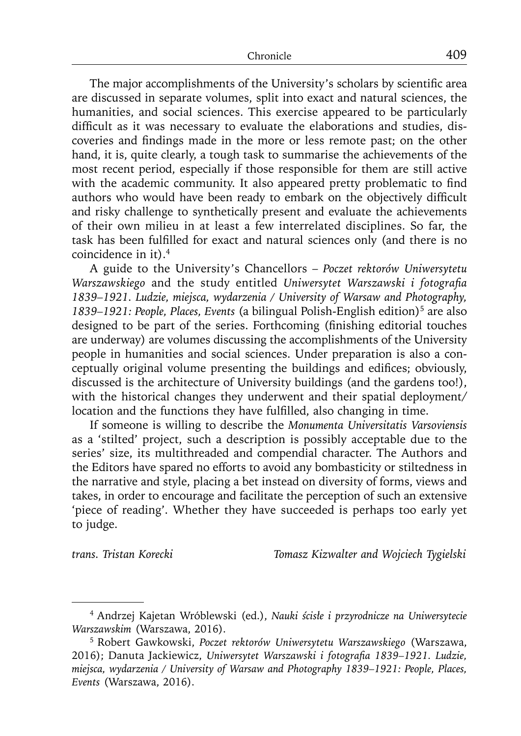The major accomplishments of the University's scholars by scientific area are discussed in separate volumes, split into exact and natural sciences, the humanities, and social sciences. This exercise appeared to be particularly difficult as it was necessary to evaluate the elaborations and studies, discoveries and findings made in the more or less remote past; on the other hand, it is, quite clearly, a tough task to summarise the achievements of the most recent period, especially if those responsible for them are still active with the academic community. It also appeared pretty problematic to find authors who would have been ready to embark on the objectively difficult and risky challenge to synthetically present and evaluate the achievements of their own milieu in at least a few interrelated disciplines. So far, the task has been fulfilled for exact and natural sciences only (and there is no coincidence in it).[4]

A guide to the University's Chancellors – *Poczet rektorów Uniwersytetu Warszawskiego* and the study entitled *Uniwersytet Warszawski i fotografia 1839–1921. Ludzie, miejsca, wydarzenia / University of Warsaw and Photography, 1839–1921: People, Places, Events* (a bilingual Polish-English edition)[5] are also designed to be part of the series. Forthcoming (finishing editorial touches are underway) are volumes discussing the accomplishments of the University people in humanities and social sciences. Under preparation is also a conceptually original volume presenting the buildings and edifices; obviously, discussed is the architecture of University buildings (and the gardens too!), with the historical changes they underwent and their spatial deployment/ location and the functions they have fulfilled, also changing in time.

If someone is willing to describe the *Monumenta Universitatis Varsoviensis* as a 'stilted' project, such a description is possibly acceptable due to the series' size, its multithreaded and compendial character. The Authors and the Editors have spared no efforts to avoid any bombasticity or stiltedness in the narrative and style, placing a bet instead on diversity of forms, views and takes, in order to encourage and facilitate the perception of such an extensive 'piece of reading'. Whether they have succeeded is perhaps too early yet to judge.

*trans. Tristan Korecki* — *Tomasz Kizwalter and Wojciech Tygielski*

---

[4] Andrzej Kajetan Wróblewski (ed.), *Nauki ścisłe i przyrodnicze na Uniwersytecie Warszawskim* (Warszawa, 2016).

[5] Robert Gawkowski, *Poczet rektorów Uniwersytetu Warszawskiego* (Warszawa, 2016); Danuta Jackiewicz, *Uniwersytet Warszawski i fotografia 1839–1921. Ludzie, miejsca, wydarzenia / University of Warsaw and Photography 1839–1921: People, Places, Events* (Warszawa, 2016).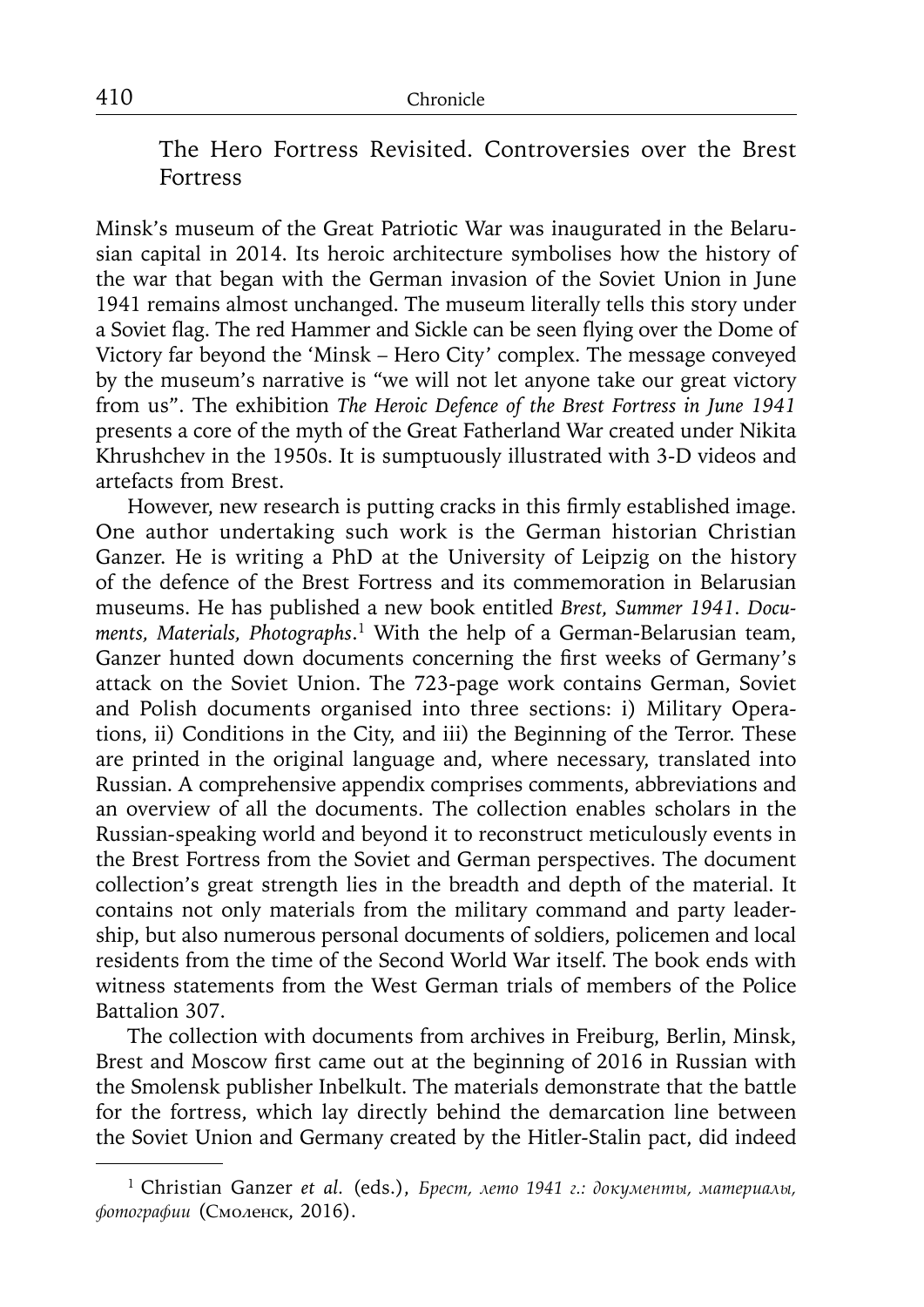## The Hero Fortress Revisited. Controversies over the Brest Fortress

Minsk's museum of the Great Patriotic War was inaugurated in the Belarusian capital in 2014. Its heroic architecture symbolises how the history of the war that began with the German invasion of the Soviet Union in June 1941 remains almost unchanged. The museum literally tells this story under a Soviet flag. The red Hammer and Sickle can be seen flying over the Dome of Victory far beyond the 'Minsk – Hero City' complex. The message conveyed by the museum's narrative is "we will not let anyone take our great victory from us". The exhibition *The Heroic Defence of the Brest Fortress in June 1941* presents a core of the myth of the Great Fatherland War created under Nikita Khrushchev in the 1950s. It is sumptuously illustrated with 3-D videos and artefacts from Brest.

However, new research is putting cracks in this firmly established image. One author undertaking such work is the German historian Christian Ganzer. He is writing a PhD at the University of Leipzig on the history of the defence of the Brest Fortress and its commemoration in Belarusian museums. He has published a new book entitled *Brest, Summer 1941. Documents, Materials, Photographs*.[1] With the help of a German-Belarusian team, Ganzer hunted down documents concerning the first weeks of Germany's attack on the Soviet Union. The 723-page work contains German, Soviet and Polish documents organised into three sections: i) Military Operations, ii) Conditions in the City, and iii) the Beginning of the Terror. These are printed in the original language and, where necessary, translated into Russian. A comprehensive appendix comprises comments, abbreviations and an overview of all the documents. The collection enables scholars in the Russian-speaking world and beyond it to reconstruct meticulously events in the Brest Fortress from the Soviet and German perspectives. The document collection's great strength lies in the breadth and depth of the material. It contains not only materials from the military command and party leadership, but also numerous personal documents of soldiers, policemen and local residents from the time of the Second World War itself. The book ends with witness statements from the West German trials of members of the Police Battalion 307.

The collection with documents from archives in Freiburg, Berlin, Minsk, Brest and Moscow first came out at the beginning of 2016 in Russian with the Smolensk publisher Inbelkult. The materials demonstrate that the battle for the fortress, which lay directly behind the demarcation line between the Soviet Union and Germany created by the Hitler-Stalin pact, did indeed

---

[1] Christian Ganzer *et al.* (eds.), *Брест, лето 1941 г.: документы, материалы, фотографии* (Смоленск, 2016).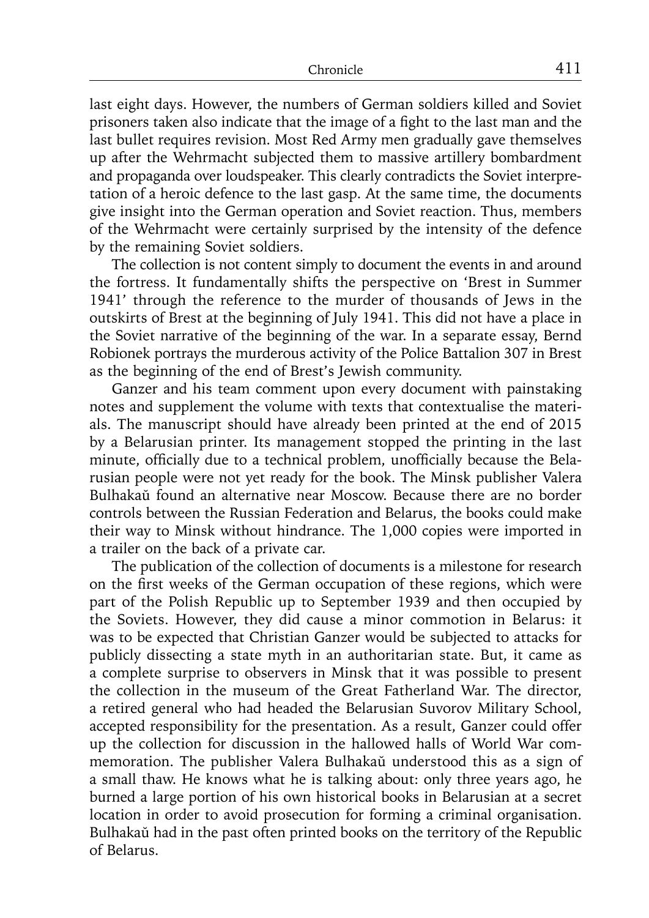last eight days. However, the numbers of German soldiers killed and Soviet prisoners taken also indicate that the image of a fight to the last man and the last bullet requires revision. Most Red Army men gradually gave themselves up after the Wehrmacht subjected them to massive artillery bombardment and propaganda over loudspeaker. This clearly contradicts the Soviet interpretation of a heroic defence to the last gasp. At the same time, the documents give insight into the German operation and Soviet reaction. Thus, members of the Wehrmacht were certainly surprised by the intensity of the defence by the remaining Soviet soldiers.

The collection is not content simply to document the events in and around the fortress. It fundamentally shifts the perspective on 'Brest in Summer 1941' through the reference to the murder of thousands of Jews in the outskirts of Brest at the beginning of July 1941. This did not have a place in the Soviet narrative of the beginning of the war. In a separate essay, Bernd Robionek portrays the murderous activity of the Police Battalion 307 in Brest as the beginning of the end of Brest's Jewish community.

Ganzer and his team comment upon every document with painstaking notes and supplement the volume with texts that contextualise the materials. The manuscript should have already been printed at the end of 2015 by a Belarusian printer. Its management stopped the printing in the last minute, officially due to a technical problem, unofficially because the Belarusian people were not yet ready for the book. The Minsk publisher Valera Bulhakaŭ found an alternative near Moscow. Because there are no border controls between the Russian Federation and Belarus, the books could make their way to Minsk without hindrance. The 1,000 copies were imported in a trailer on the back of a private car.

The publication of the collection of documents is a milestone for research on the first weeks of the German occupation of these regions, which were part of the Polish Republic up to September 1939 and then occupied by the Soviets. However, they did cause a minor commotion in Belarus: it was to be expected that Christian Ganzer would be subjected to attacks for publicly dissecting a state myth in an authoritarian state. But, it came as a complete surprise to observers in Minsk that it was possible to present the collection in the museum of the Great Fatherland War. The director, a retired general who had headed the Belarusian Suvorov Military School, accepted responsibility for the presentation. As a result, Ganzer could offer up the collection for discussion in the hallowed halls of World War commemoration. The publisher Valera Bulhakaŭ understood this as a sign of a small thaw. He knows what he is talking about: only three years ago, he burned a large portion of his own historical books in Belarusian at a secret location in order to avoid prosecution for forming a criminal organisation. Bulhakaŭ had in the past often printed books on the territory of the Republic of Belarus.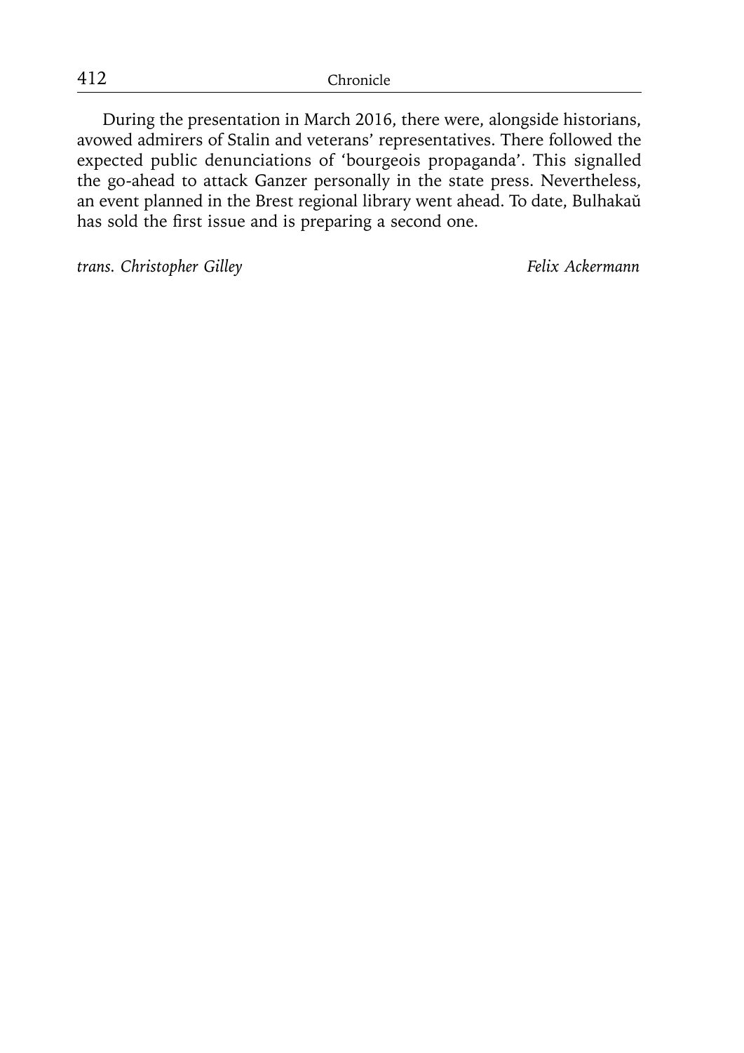During the presentation in March 2016, there were, alongside historians, avowed admirers of Stalin and veterans' representatives. There followed the expected public denunciations of 'bourgeois propaganda'. This signalled the go-ahead to attack Ganzer personally in the state press. Nevertheless, an event planned in the Brest regional library went ahead. To date, Bulhakaŭ has sold the first issue and is preparing a second one.

*trans. Christopher Gilley* — *Felix Ackermann*